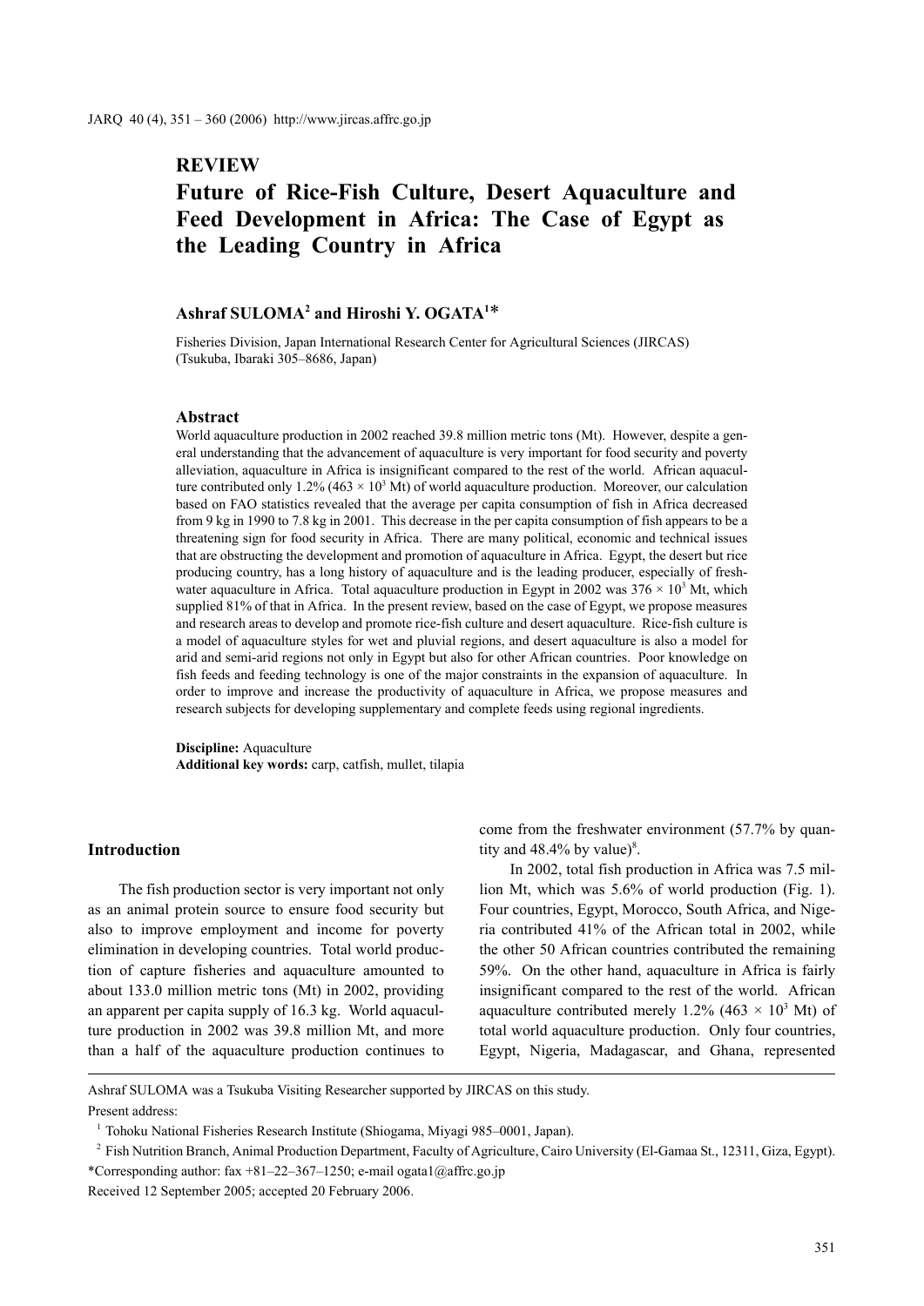## REVIEW

# Future of Rice-Fish Culture, Desert Aquaculture and Feed Development in Africa: The Case of Egypt as the Leading Country in Africa

**Ashraf SULOMA[2] and Hiroshi Y. OGATA[1]***

Fisheries Division, Japan International Research Center for Agricultural Sciences (JIRCAS) (Tsukuba, Ibaraki 305–8686, Japan)

### Abstract

World aquaculture production in 2002 reached 39.8 million metric tons (Mt). However, despite a general understanding that the advancement of aquaculture is very important for food security and poverty alleviation, aquaculture in Africa is insignificant compared to the rest of the world. African aquaculture contributed only 1.2% ($463 \times 10^3$ Mt) of world aquaculture production. Moreover, our calculation based on FAO statistics revealed that the average per capita consumption of fish in Africa decreased from 9 kg in 1990 to 7.8 kg in 2001. This decrease in the per capita consumption of fish appears to be a threatening sign for food security in Africa. There are many political, economic and technical issues that are obstructing the development and promotion of aquaculture in Africa. Egypt, the desert but rice producing country, has a long history of aquaculture and is the leading producer, especially of freshwater aquaculture in Africa. Total aquaculture production in Egypt in 2002 was $376 \times 10^3$ Mt, which supplied 81% of that in Africa. In the present review, based on the case of Egypt, we propose measures and research areas to develop and promote rice-fish culture and desert aquaculture. Rice-fish culture is a model of aquaculture styles for wet and pluvial regions, and desert aquaculture is also a model for arid and semi-arid regions not only in Egypt but also for other African countries. Poor knowledge on fish feeds and feeding technology is one of the major constraints in the expansion of aquaculture. In order to improve and increase the productivity of aquaculture in Africa, we propose measures and research subjects for developing supplementary and complete feeds using regional ingredients.

**Discipline:** Aquaculture
**Additional key words:** carp, catfish, mullet, tilapia

## Introduction

The fish production sector is very important not only as an animal protein source to ensure food security but also to improve employment and income for poverty elimination in developing countries. Total world production of capture fisheries and aquaculture amounted to about 133.0 million metric tons (Mt) in 2002, providing an apparent per capita supply of 16.3 kg. World aquaculture production in 2002 was 39.8 million Mt, and more than a half of the aquaculture production continues to come from the freshwater environment (57.7% by quantity and 48.4% by value)[8].

In 2002, total fish production in Africa was 7.5 million Mt, which was 5.6% of world production (Fig. 1). Four countries, Egypt, Morocco, South Africa, and Nigeria contributed 41% of the African total in 2002, while the other 50 African countries contributed the remaining 59%. On the other hand, aquaculture in Africa is fairly insignificant compared to the rest of the world. African aquaculture contributed merely 1.2% ($463 \times 10^3$ Mt) of total world aquaculture production. Only four countries, Egypt, Nigeria, Madagascar, and Ghana, represented

---

Ashraf SULOMA was a Tsukuba Visiting Researcher supported by JIRCAS on this study.

Present address:

[1] Tohoku National Fisheries Research Institute (Shiogama, Miyagi 985–0001, Japan).

[2] Fish Nutrition Branch, Animal Production Department, Faculty of Agriculture, Cairo University (El-Gamaa St., 12311, Giza, Egypt).

*Corresponding author: fax +81–22–367–1250; e-mail ogata1@affrc.go.jp

Received 12 September 2005; accepted 20 February 2006.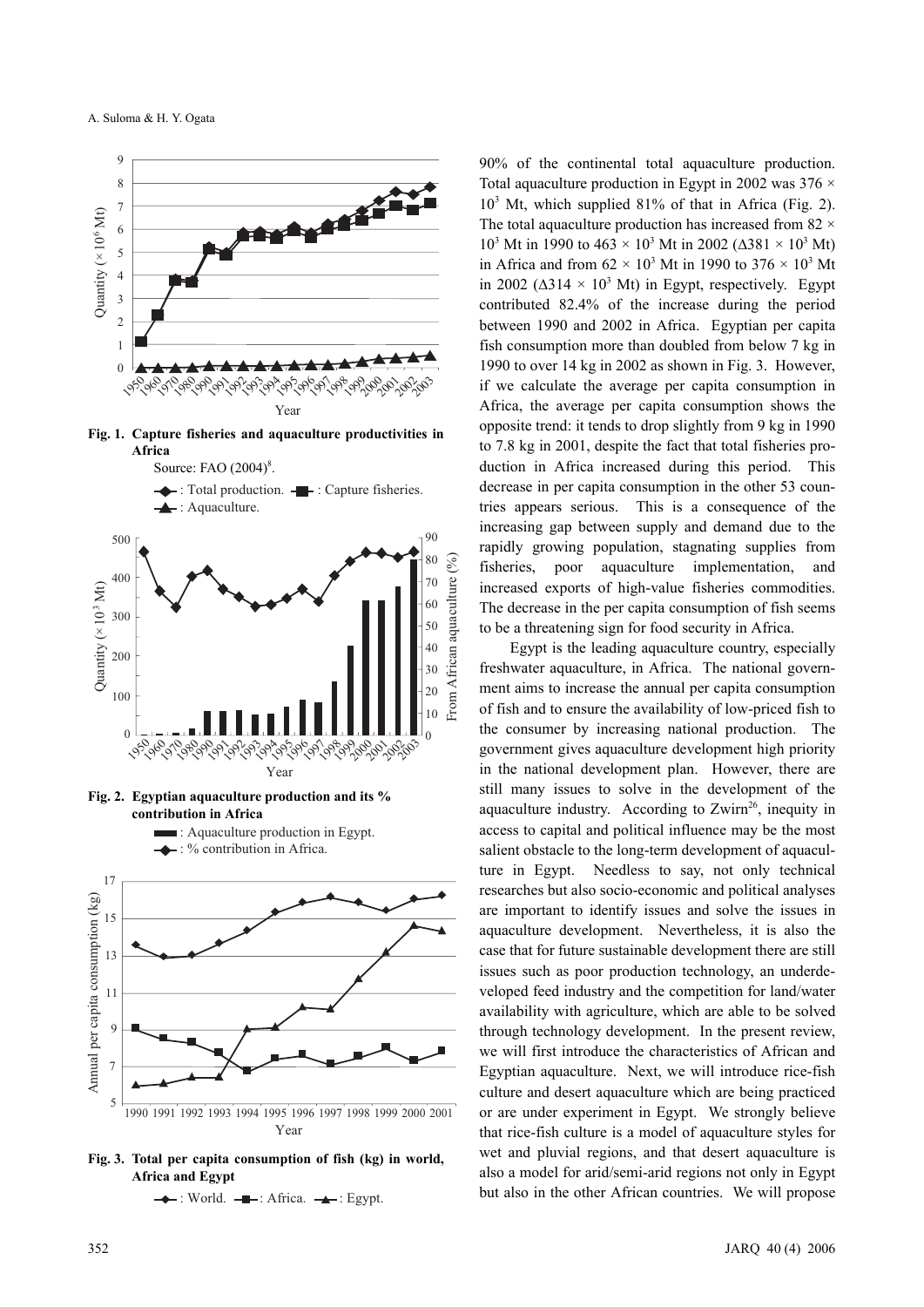Fig. 1. Capture fisheries and aquaculture productivities in Africa

Source: FAO (2004)[8].

◆: Total production. ■: Capture fisheries. ▲: Aquaculture.

Fig. 2. Egyptian aquaculture production and its % contribution in Africa

■: Aquaculture production in Egypt. ◆: % contribution in Africa.

Fig. 3. Total per capita consumption of fish (kg) in world, Africa and Egypt

◆: World. ■: Africa. ▲: Egypt.

90% of the continental total aquaculture production. Total aquaculture production in Egypt in 2002 was 376 × $10^3$ Mt, which supplied 81% of that in Africa (Fig. 2). The total aquaculture production has increased from 82 × $10^3$ Mt in 1990 to 463 × $10^3$ Mt in 2002 (Δ381 × $10^3$ Mt) in Africa and from 62 × $10^3$ Mt in 1990 to 376 × $10^3$ Mt in 2002 (Δ314 × $10^3$ Mt) in Egypt, respectively. Egypt contributed 82.4% of the increase during the period between 1990 and 2002 in Africa. Egyptian per capita fish consumption more than doubled from below 7 kg in 1990 to over 14 kg in 2002 as shown in Fig. 3. However, if we calculate the average per capita consumption in Africa, the average per capita consumption shows the opposite trend: it tends to drop slightly from 9 kg in 1990 to 7.8 kg in 2001, despite the fact that total fisheries production in Africa increased during this period. This decrease in per capita consumption in the other 53 countries appears serious. This is a consequence of the increasing gap between supply and demand due to the rapidly growing population, stagnating supplies from fisheries, poor aquaculture implementation, and increased exports of high-value fisheries commodities. The decrease in the per capita consumption of fish seems to be a threatening sign for food security in Africa.

Egypt is the leading aquaculture country, especially freshwater aquaculture, in Africa. The national government aims to increase the annual per capita consumption of fish and to ensure the availability of low-priced fish to the consumer by increasing national production. The government gives aquaculture development high priority in the national development plan. However, there are still many issues to solve in the development of the aquaculture industry. According to Zwirn[26], inequity in access to capital and political influence may be the most salient obstacle to the long-term development of aquaculture in Egypt. Needless to say, not only technical researches but also socio-economic and political analyses are important to identify issues and solve the issues in aquaculture development. Nevertheless, it is also the case that for future sustainable development there are still issues such as poor production technology, an underdeveloped feed industry and the competition for land/water availability with agriculture, which are able to be solved through technology development. In the present review, we will first introduce the characteristics of African and Egyptian aquaculture. Next, we will introduce rice-fish culture and desert aquaculture which are being practiced or are under experiment in Egypt. We strongly believe that rice-fish culture is a model of aquaculture styles for wet and pluvial regions, and that desert aquaculture is also a model for arid/semi-arid regions not only in Egypt but also in the other African countries. We will propose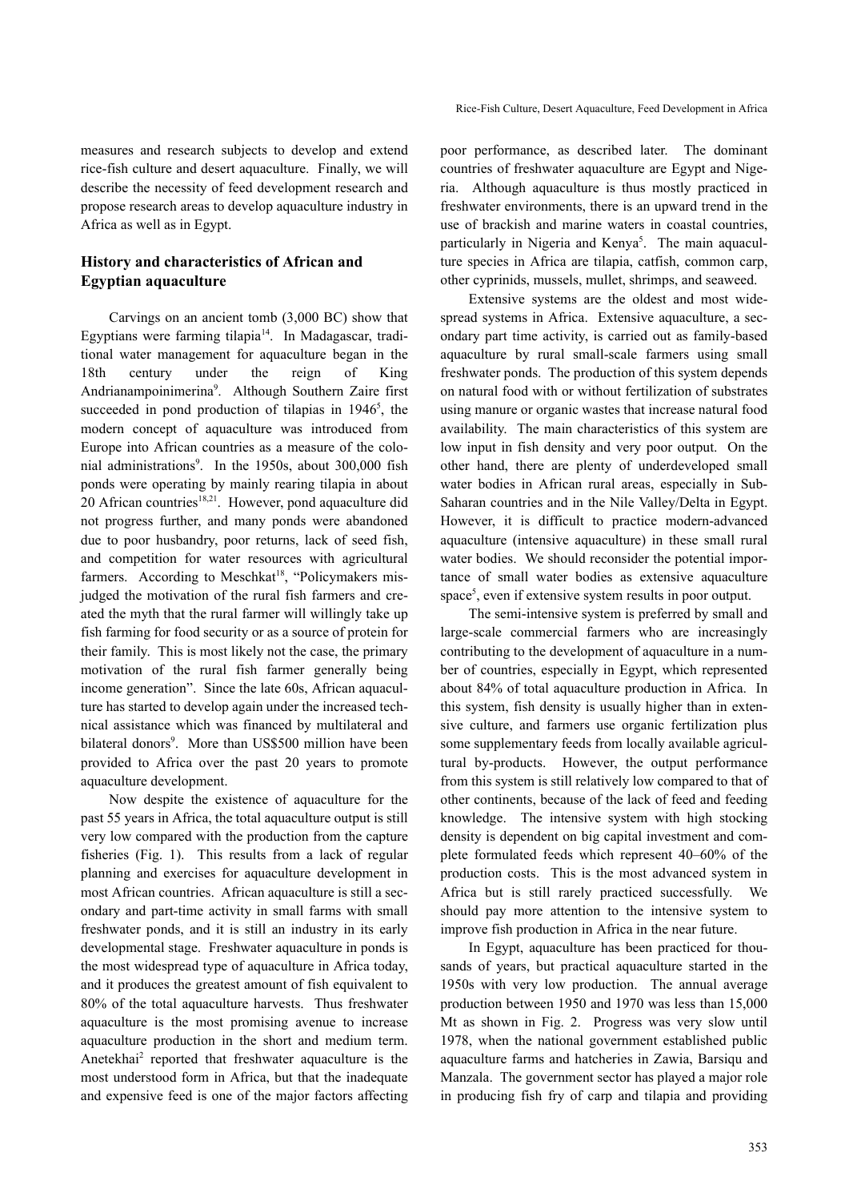measures and research subjects to develop and extend rice-fish culture and desert aquaculture. Finally, we will describe the necessity of feed development research and propose research areas to develop aquaculture industry in Africa as well as in Egypt.

## History and characteristics of African and Egyptian aquaculture

Carvings on an ancient tomb (3,000 BC) show that Egyptians were farming tilapia[14]. In Madagascar, traditional water management for aquaculture began in the 18th century under the reign of King Andrianampoinimerina[9]. Although Southern Zaire first succeeded in pond production of tilapias in 1946[5], the modern concept of aquaculture was introduced from Europe into African countries as a measure of the colonial administrations[9]. In the 1950s, about 300,000 fish ponds were operating by mainly rearing tilapia in about 20 African countries[18,21]. However, pond aquaculture did not progress further, and many ponds were abandoned due to poor husbandry, poor returns, lack of seed fish, and competition for water resources with agricultural farmers. According to Meschkat[18], "Policymakers misjudged the motivation of the rural fish farmers and created the myth that the rural farmer will willingly take up fish farming for food security or as a source of protein for their family. This is most likely not the case, the primary motivation of the rural fish farmer generally being income generation". Since the late 60s, African aquaculture has started to develop again under the increased technical assistance which was financed by multilateral and bilateral donors[9]. More than US$500 million have been provided to Africa over the past 20 years to promote aquaculture development.

Now despite the existence of aquaculture for the past 55 years in Africa, the total aquaculture output is still very low compared with the production from the capture fisheries (Fig. 1). This results from a lack of regular planning and exercises for aquaculture development in most African countries. African aquaculture is still a secondary and part-time activity in small farms with small freshwater ponds, and it is still an industry in its early developmental stage. Freshwater aquaculture in ponds is the most widespread type of aquaculture in Africa today, and it produces the greatest amount of fish equivalent to 80% of the total aquaculture harvests. Thus freshwater aquaculture is the most promising avenue to increase aquaculture production in the short and medium term. Anetekhai[2] reported that freshwater aquaculture is the most understood form in Africa, but that the inadequate and expensive feed is one of the major factors affecting poor performance, as described later. The dominant countries of freshwater aquaculture are Egypt and Nigeria. Although aquaculture is thus mostly practiced in freshwater environments, there is an upward trend in the use of brackish and marine waters in coastal countries, particularly in Nigeria and Kenya[5]. The main aquaculture species in Africa are tilapia, catfish, common carp, other cyprinids, mussels, mullet, shrimps, and seaweed.

Extensive systems are the oldest and most widespread systems in Africa. Extensive aquaculture, a secondary part time activity, is carried out as family-based aquaculture by rural small-scale farmers using small freshwater ponds. The production of this system depends on natural food with or without fertilization of substrates using manure or organic wastes that increase natural food availability. The main characteristics of this system are low input in fish density and very poor output. On the other hand, there are plenty of underdeveloped small water bodies in African rural areas, especially in Sub-Saharan countries and in the Nile Valley/Delta in Egypt. However, it is difficult to practice modern-advanced aquaculture (intensive aquaculture) in these small rural water bodies. We should reconsider the potential importance of small water bodies as extensive aquaculture space[5], even if extensive system results in poor output.

The semi-intensive system is preferred by small and large-scale commercial farmers who are increasingly contributing to the development of aquaculture in a number of countries, especially in Egypt, which represented about 84% of total aquaculture production in Africa. In this system, fish density is usually higher than in extensive culture, and farmers use organic fertilization plus some supplementary feeds from locally available agricultural by-products. However, the output performance from this system is still relatively low compared to that of other continents, because of the lack of feed and feeding knowledge. The intensive system with high stocking density is dependent on big capital investment and complete formulated feeds which represent 40–60% of the production costs. This is the most advanced system in Africa but is still rarely practiced successfully. We should pay more attention to the intensive system to improve fish production in Africa in the near future.

In Egypt, aquaculture has been practiced for thousands of years, but practical aquaculture started in the 1950s with very low production. The annual average production between 1950 and 1970 was less than 15,000 Mt as shown in Fig. 2. Progress was very slow until 1978, when the national government established public aquaculture farms and hatcheries in Zawia, Barsiqu and Manzala. The government sector has played a major role in producing fish fry of carp and tilapia and providing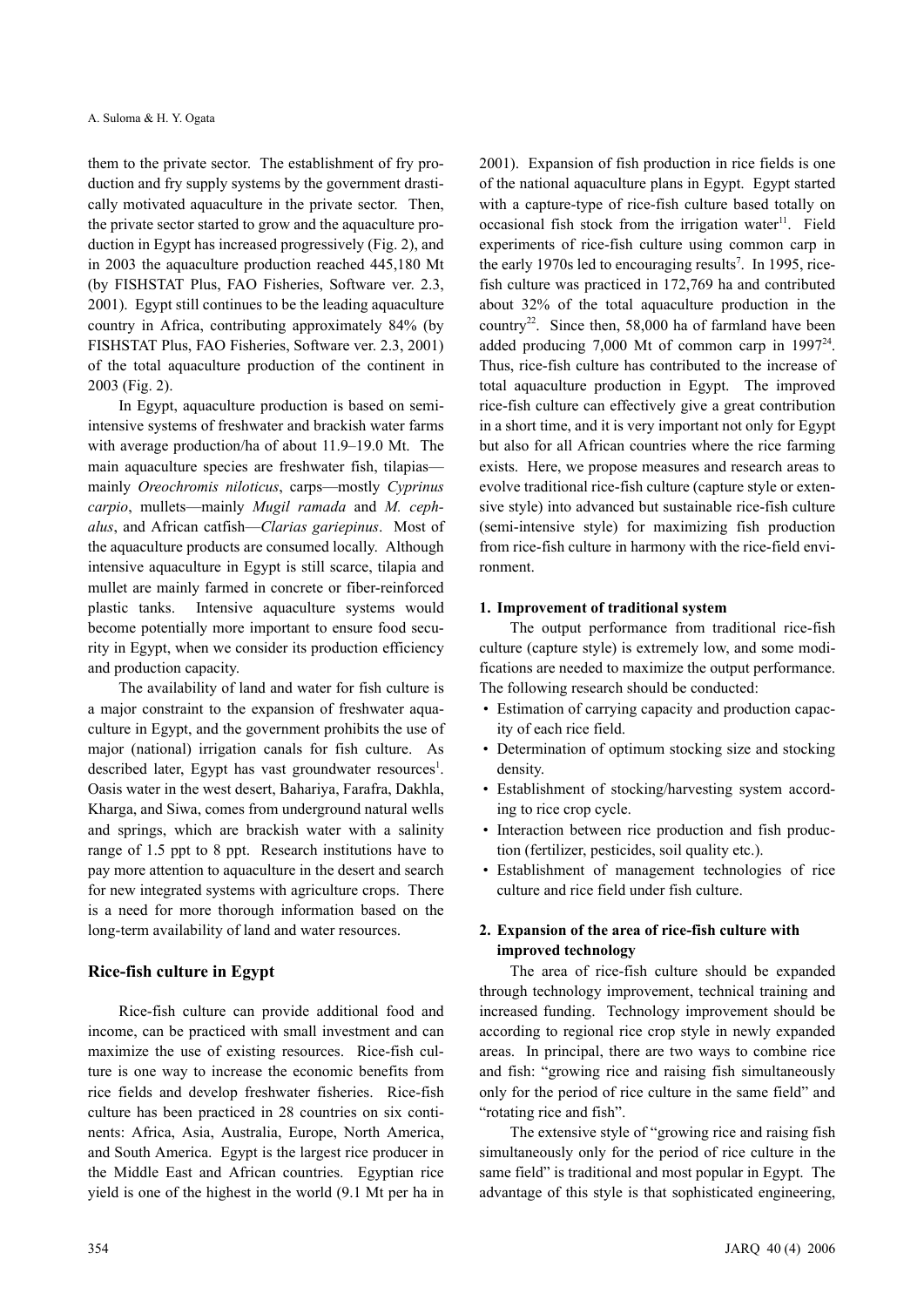them to the private sector. The establishment of fry production and fry supply systems by the government drastically motivated aquaculture in the private sector. Then, the private sector started to grow and the aquaculture production in Egypt has increased progressively (Fig. 2), and in 2003 the aquaculture production reached 445,180 Mt (by FISHSTAT Plus, FAO Fisheries, Software ver. 2.3, 2001). Egypt still continues to be the leading aquaculture country in Africa, contributing approximately 84% (by FISHSTAT Plus, FAO Fisheries, Software ver. 2.3, 2001) of the total aquaculture production of the continent in 2003 (Fig. 2).

In Egypt, aquaculture production is based on semi-intensive systems of freshwater and brackish water farms with average production/ha of about 11.9–19.0 Mt. The main aquaculture species are freshwater fish, tilapias—mainly *Oreochromis niloticus*, carps—mostly *Cyprinus carpio*, mullets—mainly *Mugil ramada* and *M. cephalus*, and African catfish—*Clarias gariepinus*. Most of the aquaculture products are consumed locally. Although intensive aquaculture in Egypt is still scarce, tilapia and mullet are mainly farmed in concrete or fiber-reinforced plastic tanks. Intensive aquaculture systems would become potentially more important to ensure food security in Egypt, when we consider its production efficiency and production capacity.

The availability of land and water for fish culture is a major constraint to the expansion of freshwater aquaculture in Egypt, and the government prohibits the use of major (national) irrigation canals for fish culture. As described later, Egypt has vast groundwater resources[1]. Oasis water in the west desert, Bahariya, Farafra, Dakhla, Kharga, and Siwa, comes from underground natural wells and springs, which are brackish water with a salinity range of 1.5 ppt to 8 ppt. Research institutions have to pay more attention to aquaculture in the desert and search for new integrated systems with agriculture crops. There is a need for more thorough information based on the long-term availability of land and water resources.

## Rice-fish culture in Egypt

Rice-fish culture can provide additional food and income, can be practiced with small investment and can maximize the use of existing resources. Rice-fish culture is one way to increase the economic benefits from rice fields and develop freshwater fisheries. Rice-fish culture has been practiced in 28 countries on six continents: Africa, Asia, Australia, Europe, North America, and South America. Egypt is the largest rice producer in the Middle East and African countries. Egyptian rice yield is one of the highest in the world (9.1 Mt per ha in 2001). Expansion of fish production in rice fields is one of the national aquaculture plans in Egypt. Egypt started with a capture-type of rice-fish culture based totally on occasional fish stock from the irrigation water[11]. Field experiments of rice-fish culture using common carp in the early 1970s led to encouraging results[7]. In 1995, rice-fish culture was practiced in 172,769 ha and contributed about 32% of the total aquaculture production in the country[22]. Since then, 58,000 ha of farmland have been added producing 7,000 Mt of common carp in 1997[24]. Thus, rice-fish culture has contributed to the increase of total aquaculture production in Egypt. The improved rice-fish culture can effectively give a great contribution in a short time, and it is very important not only for Egypt but also for all African countries where the rice farming exists. Here, we propose measures and research areas to evolve traditional rice-fish culture (capture style or extensive style) into advanced but sustainable rice-fish culture (semi-intensive style) for maximizing fish production from rice-fish culture in harmony with the rice-field environment.

### 1. Improvement of traditional system

The output performance from traditional rice-fish culture (capture style) is extremely low, and some modifications are needed to maximize the output performance. The following research should be conducted:

- Estimation of carrying capacity and production capacity of each rice field.
- Determination of optimum stocking size and stocking density.
- Establishment of stocking/harvesting system according to rice crop cycle.
- Interaction between rice production and fish production (fertilizer, pesticides, soil quality etc.).
- Establishment of management technologies of rice culture and rice field under fish culture.

### 2. Expansion of the area of rice-fish culture with improved technology

The area of rice-fish culture should be expanded through technology improvement, technical training and increased funding. Technology improvement should be according to regional rice crop style in newly expanded areas. In principal, there are two ways to combine rice and fish: "growing rice and raising fish simultaneously only for the period of rice culture in the same field" and "rotating rice and fish".

The extensive style of "growing rice and raising fish simultaneously only for the period of rice culture in the same field" is traditional and most popular in Egypt. The advantage of this style is that sophisticated engineering,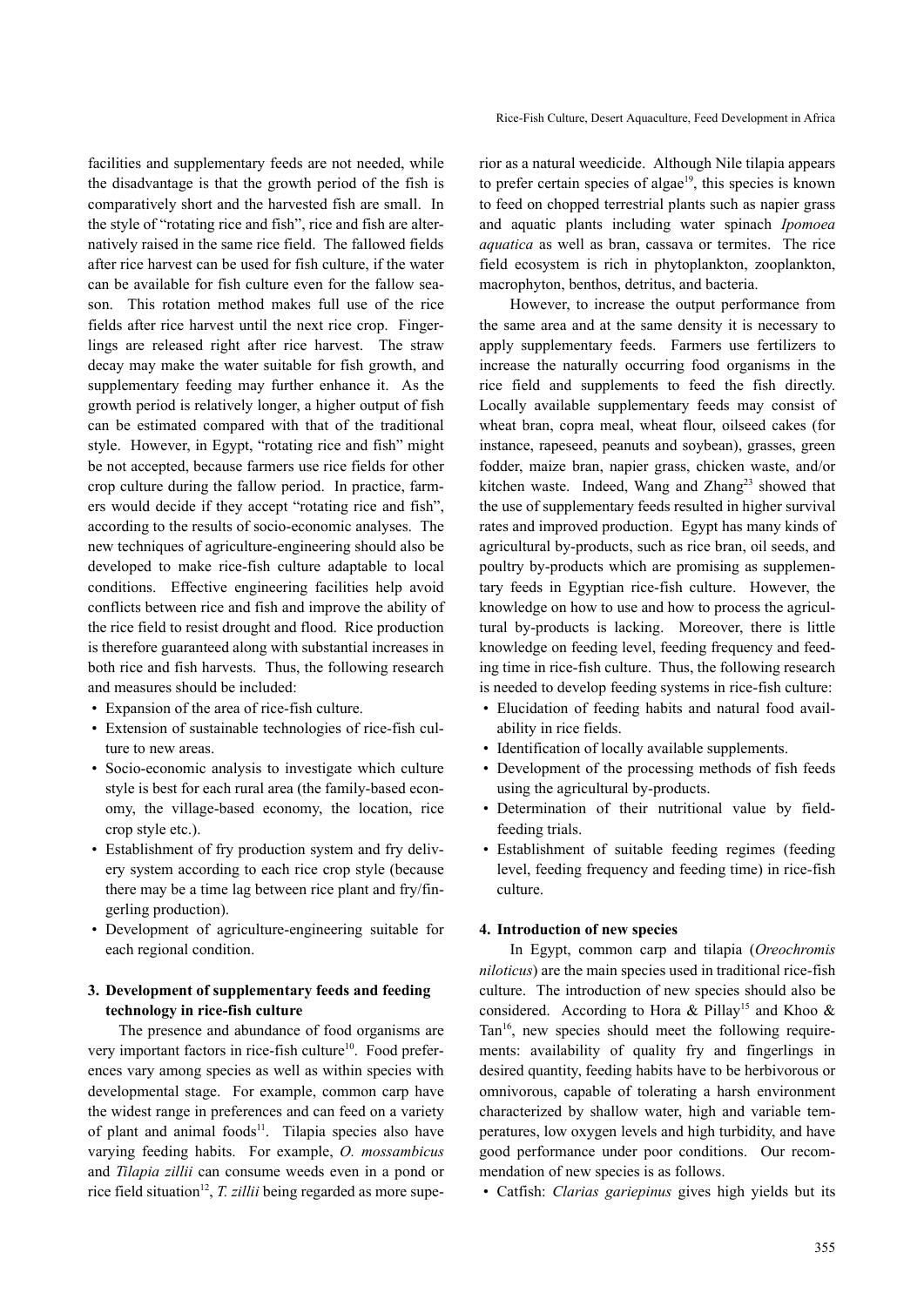facilities and supplementary feeds are not needed, while the disadvantage is that the growth period of the fish is comparatively short and the harvested fish are small. In the style of "rotating rice and fish", rice and fish are alternatively raised in the same rice field. The fallowed fields after rice harvest can be used for fish culture, if the water can be available for fish culture even for the fallow season. This rotation method makes full use of the rice fields after rice harvest until the next rice crop. Fingerlings are released right after rice harvest. The straw decay may make the water suitable for fish growth, and supplementary feeding may further enhance it. As the growth period is relatively longer, a higher output of fish can be estimated compared with that of the traditional style. However, in Egypt, "rotating rice and fish" might be not accepted, because farmers use rice fields for other crop culture during the fallow period. In practice, farmers would decide if they accept "rotating rice and fish", according to the results of socio-economic analyses. The new techniques of agriculture-engineering should also be developed to make rice-fish culture adaptable to local conditions. Effective engineering facilities help avoid conflicts between rice and fish and improve the ability of the rice field to resist drought and flood. Rice production is therefore guaranteed along with substantial increases in both rice and fish harvests. Thus, the following research and measures should be included:

- Expansion of the area of rice-fish culture.
- Extension of sustainable technologies of rice-fish culture to new areas.
- Socio-economic analysis to investigate which culture style is best for each rural area (the family-based economy, the village-based economy, the location, rice crop style etc.).
- Establishment of fry production system and fry delivery system according to each rice crop style (because there may be a time lag between rice plant and fry/fingerling production).
- Development of agriculture-engineering suitable for each regional condition.

## 3. Development of supplementary feeds and feeding technology in rice-fish culture

The presence and abundance of food organisms are very important factors in rice-fish culture[10]. Food preferences vary among species as well as within species with developmental stage. For example, common carp have the widest range in preferences and can feed on a variety of plant and animal foods[11]. Tilapia species also have varying feeding habits. For example, *O. mossambicus* and *Tilapia zillii* can consume weeds even in a pond or rice field situation[12], *T. zillii* being regarded as more superior as a natural weedicide. Although Nile tilapia appears to prefer certain species of algae[19], this species is known to feed on chopped terrestrial plants such as napier grass and aquatic plants including water spinach *Ipomoea aquatica* as well as bran, cassava or termites. The rice field ecosystem is rich in phytoplankton, zooplankton, macrophyton, benthos, detritus, and bacteria.

However, to increase the output performance from the same area and at the same density it is necessary to apply supplementary feeds. Farmers use fertilizers to increase the naturally occurring food organisms in the rice field and supplements to feed the fish directly. Locally available supplementary feeds may consist of wheat bran, copra meal, wheat flour, oilseed cakes (for instance, rapeseed, peanuts and soybean), grasses, green fodder, maize bran, napier grass, chicken waste, and/or kitchen waste. Indeed, Wang and Zhang[23] showed that the use of supplementary feeds resulted in higher survival rates and improved production. Egypt has many kinds of agricultural by-products, such as rice bran, oil seeds, and poultry by-products which are promising as supplementary feeds in Egyptian rice-fish culture. However, the knowledge on how to use and how to process the agricultural by-products is lacking. Moreover, there is little knowledge on feeding level, feeding frequency and feeding time in rice-fish culture. Thus, the following research is needed to develop feeding systems in rice-fish culture:

- Elucidation of feeding habits and natural food availability in rice fields.
- Identification of locally available supplements.
- Development of the processing methods of fish feeds using the agricultural by-products.
- Determination of their nutritional value by field-feeding trials.
- Establishment of suitable feeding regimes (feeding level, feeding frequency and feeding time) in rice-fish culture.

## 4. Introduction of new species

In Egypt, common carp and tilapia (*Oreochromis niloticus*) are the main species used in traditional rice-fish culture. The introduction of new species should also be considered. According to Hora & Pillay[15] and Khoo & Tan[16], new species should meet the following requirements: availability of quality fry and fingerlings in desired quantity, feeding habits have to be herbivorous or omnivorous, capable of tolerating a harsh environment characterized by shallow water, high and variable temperatures, low oxygen levels and high turbidity, and have good performance under poor conditions. Our recommendation of new species is as follows.

- Catfish: *Clarias gariepinus* gives high yields but its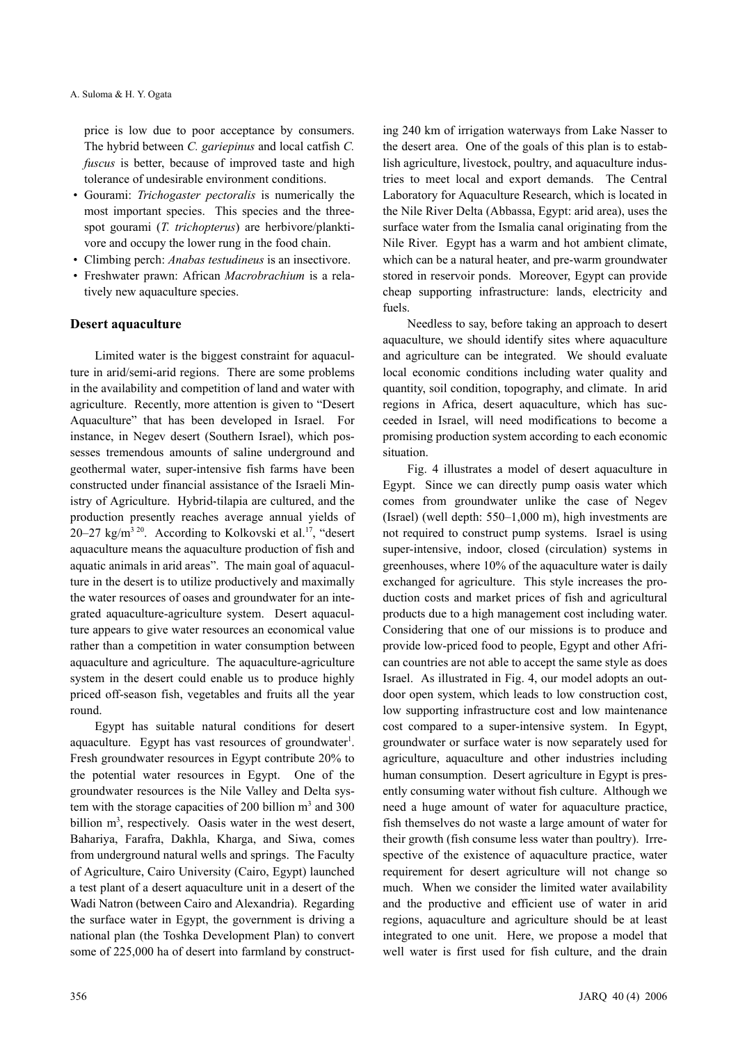price is low due to poor acceptance by consumers. The hybrid between *C. gariepinus* and local catfish *C. fuscus* is better, because of improved taste and high tolerance of undesirable environment conditions.

- Gourami: *Trichogaster pectoralis* is numerically the most important species. This species and the three-spot gourami (*T. trichopterus*) are herbivore/planktivore and occupy the lower rung in the food chain.
- Climbing perch: *Anabas testudineus* is an insectivore.
- Freshwater prawn: African *Macrobrachium* is a relatively new aquaculture species.

## Desert aquaculture

Limited water is the biggest constraint for aquaculture in arid/semi-arid regions. There are some problems in the availability and competition of land and water with agriculture. Recently, more attention is given to "Desert Aquaculture" that has been developed in Israel. For instance, in Negev desert (Southern Israel), which possesses tremendous amounts of saline underground and geothermal water, super-intensive fish farms have been constructed under financial assistance of the Israeli Ministry of Agriculture. Hybrid-tilapia are cultured, and the production presently reaches average annual yields of 20–27 kg/$m^3$ [20]. According to Kolkovski et al.[17], "desert aquaculture means the aquaculture production of fish and aquatic animals in arid areas". The main goal of aquaculture in the desert is to utilize productively and maximally the water resources of oases and groundwater for an integrated aquaculture-agriculture system. Desert aquaculture appears to give water resources an economical value rather than a competition in water consumption between aquaculture and agriculture. The aquaculture-agriculture system in the desert could enable us to produce highly priced off-season fish, vegetables and fruits all the year round.

Egypt has suitable natural conditions for desert aquaculture. Egypt has vast resources of groundwater[1]. Fresh groundwater resources in Egypt contribute 20% to the potential water resources in Egypt. One of the groundwater resources is the Nile Valley and Delta system with the storage capacities of 200 billion $m^3$ and 300 billion $m^3$, respectively. Oasis water in the west desert, Bahariya, Farafra, Dakhla, Kharga, and Siwa, comes from underground natural wells and springs. The Faculty of Agriculture, Cairo University (Cairo, Egypt) launched a test plant of a desert aquaculture unit in a desert of the Wadi Natron (between Cairo and Alexandria). Regarding the surface water in Egypt, the government is driving a national plan (the Toshka Development Plan) to convert some of 225,000 ha of desert into farmland by constructing 240 km of irrigation waterways from Lake Nasser to the desert area. One of the goals of this plan is to establish agriculture, livestock, poultry, and aquaculture industries to meet local and export demands. The Central Laboratory for Aquaculture Research, which is located in the Nile River Delta (Abbassa, Egypt: arid area), uses the surface water from the Ismalia canal originating from the Nile River. Egypt has a warm and hot ambient climate, which can be a natural heater, and pre-warm groundwater stored in reservoir ponds. Moreover, Egypt can provide cheap supporting infrastructure: lands, electricity and fuels.

Needless to say, before taking an approach to desert aquaculture, we should identify sites where aquaculture and agriculture can be integrated. We should evaluate local economic conditions including water quality and quantity, soil condition, topography, and climate. In arid regions in Africa, desert aquaculture, which has succeeded in Israel, will need modifications to become a promising production system according to each economic situation.

Fig. 4 illustrates a model of desert aquaculture in Egypt. Since we can directly pump oasis water which comes from groundwater unlike the case of Negev (Israel) (well depth: 550–1,000 m), high investments are not required to construct pump systems. Israel is using super-intensive, indoor, closed (circulation) systems in greenhouses, where 10% of the aquaculture water is daily exchanged for agriculture. This style increases the production costs and market prices of fish and agricultural products due to a high management cost including water. Considering that one of our missions is to produce and provide low-priced food to people, Egypt and other African countries are not able to accept the same style as does Israel. As illustrated in Fig. 4, our model adopts an outdoor open system, which leads to low construction cost, low supporting infrastructure cost and low maintenance cost compared to a super-intensive system. In Egypt, groundwater or surface water is now separately used for agriculture, aquaculture and other industries including human consumption. Desert agriculture in Egypt is presently consuming water without fish culture. Although we need a huge amount of water for aquaculture practice, fish themselves do not waste a large amount of water for their growth (fish consume less water than poultry). Irrespective of the existence of aquaculture practice, water requirement for desert agriculture will not change so much. When we consider the limited water availability and the productive and efficient use of water in arid regions, aquaculture and agriculture should be at least integrated to one unit. Here, we propose a model that well water is first used for fish culture, and the drain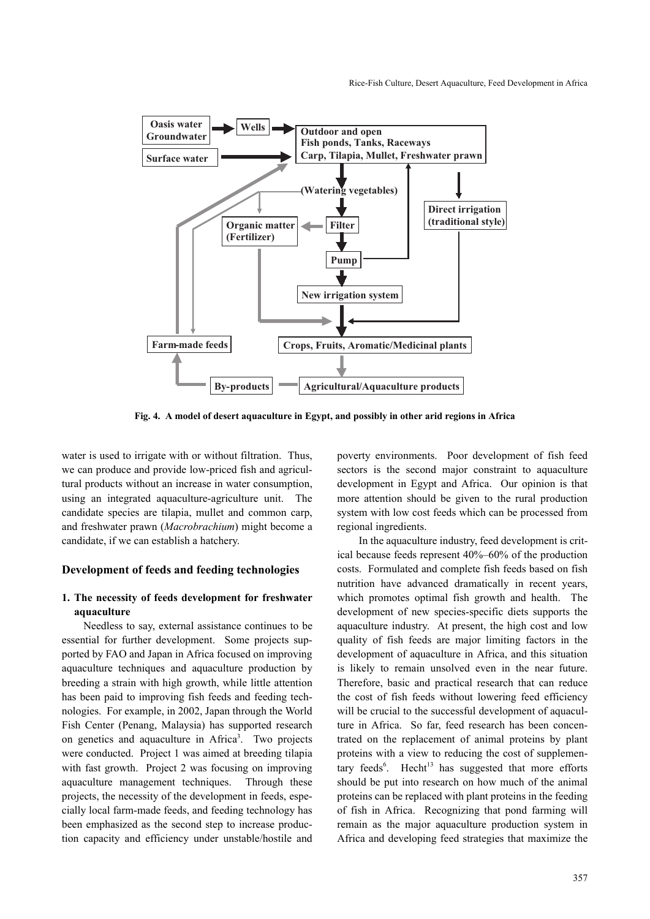Fig. 4. A model of desert aquaculture in Egypt, and possibly in other arid regions in Africa

water is used to irrigate with or without filtration. Thus, we can produce and provide low-priced fish and agricultural products without an increase in water consumption, using an integrated aquaculture-agriculture unit. The candidate species are tilapia, mullet and common carp, and freshwater prawn (*Macrobrachium*) might become a candidate, if we can establish a hatchery.

## Development of feeds and feeding technologies

### 1. The necessity of feeds development for freshwater aquaculture

Needless to say, external assistance continues to be essential for further development. Some projects supported by FAO and Japan in Africa focused on improving aquaculture techniques and aquaculture production by breeding a strain with high growth, while little attention has been paid to improving fish feeds and feeding technologies. For example, in 2002, Japan through the World Fish Center (Penang, Malaysia) has supported research on genetics and aquaculture in Africa[3]. Two projects were conducted. Project 1 was aimed at breeding tilapia with fast growth. Project 2 was focusing on improving aquaculture management techniques. Through these projects, the necessity of the development in feeds, especially local farm-made feeds, and feeding technology has been emphasized as the second step to increase production capacity and efficiency under unstable/hostile and poverty environments. Poor development of fish feed sectors is the second major constraint to aquaculture development in Egypt and Africa. Our opinion is that more attention should be given to the rural production system with low cost feeds which can be processed from regional ingredients.

In the aquaculture industry, feed development is critical because feeds represent 40%–60% of the production costs. Formulated and complete fish feeds based on fish nutrition have advanced dramatically in recent years, which promotes optimal fish growth and health. The development of new species-specific diets supports the aquaculture industry. At present, the high cost and low quality of fish feeds are major limiting factors in the development of aquaculture in Africa, and this situation is likely to remain unsolved even in the near future. Therefore, basic and practical research that can reduce the cost of fish feeds without lowering feed efficiency will be crucial to the successful development of aquaculture in Africa. So far, feed research has been concentrated on the replacement of animal proteins by plant proteins with a view to reducing the cost of supplementary feeds[6]. Hecht[13] has suggested that more efforts should be put into research on how much of the animal proteins can be replaced with plant proteins in the feeding of fish in Africa. Recognizing that pond farming will remain as the major aquaculture production system in Africa and developing feed strategies that maximize the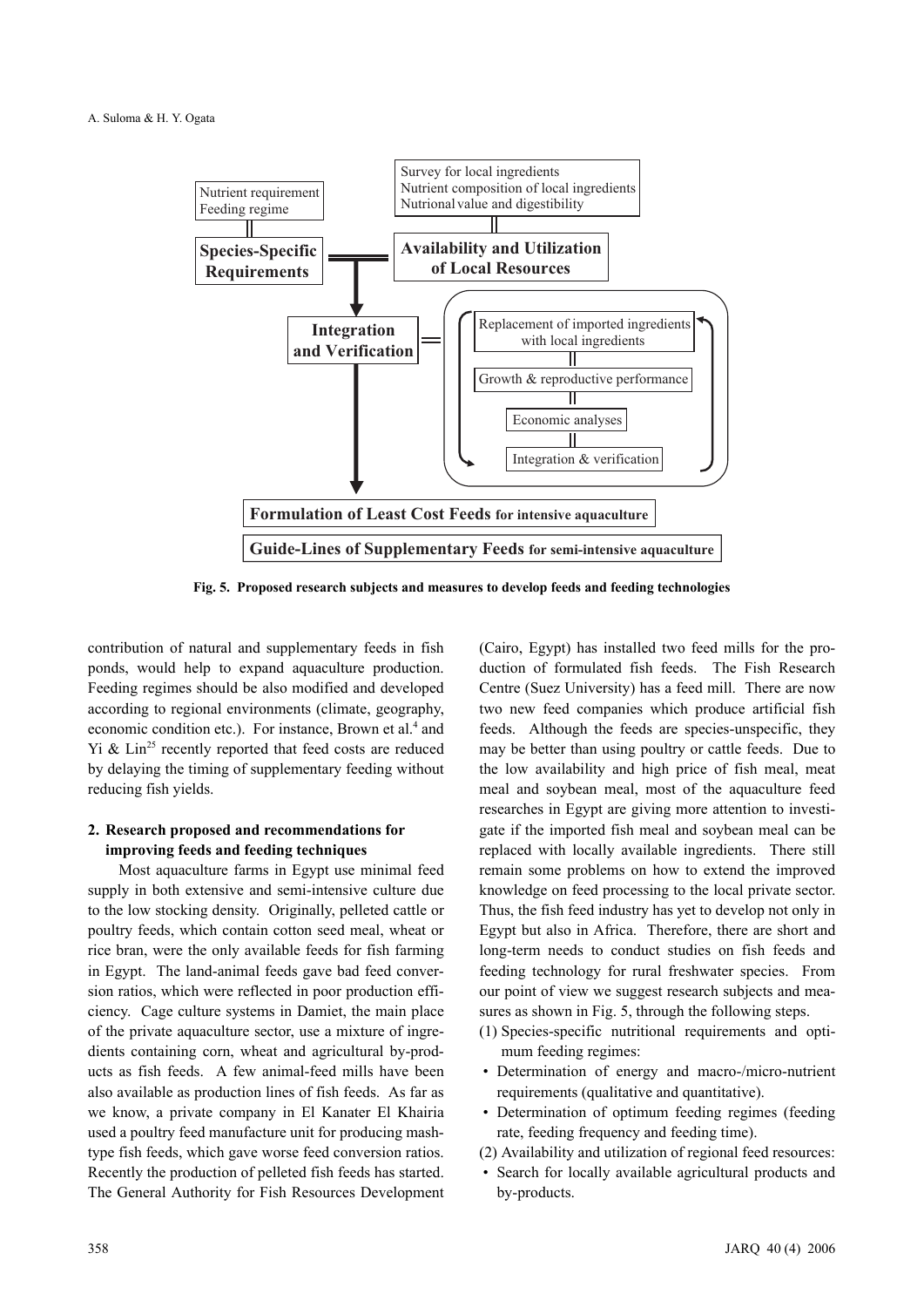Survey for local ingredients
Nutrient composition of local ingredients
Nutrional value and digestibility

Nutrient requirement
Feeding regime

**Species-Specific Requirements**

**Availability and Utilization of Local Resources**

**Integration and Verification**

Replacement of imported ingredients with local ingredients

Growth & reproductive performance

Economic analyses

Integration & verification

**Formulation of Least Cost Feeds for intensive aquaculture**

**Guide-Lines of Supplementary Feeds for semi-intensive aquaculture**

**Fig. 5. Proposed research subjects and measures to develop feeds and feeding technologies**

contribution of natural and supplementary feeds in fish ponds, would help to expand aquaculture production. Feeding regimes should be also modified and developed according to regional environments (climate, geography, economic condition etc.). For instance, Brown et al.[4] and Yi & Lin[25] recently reported that feed costs are reduced by delaying the timing of supplementary feeding without reducing fish yields.

## 2. Research proposed and recommendations for improving feeds and feeding techniques

Most aquaculture farms in Egypt use minimal feed supply in both extensive and semi-intensive culture due to the low stocking density. Originally, pelleted cattle or poultry feeds, which contain cotton seed meal, wheat or rice bran, were the only available feeds for fish farming in Egypt. The land-animal feeds gave bad feed conversion ratios, which were reflected in poor production efficiency. Cage culture systems in Damiet, the main place of the private aquaculture sector, use a mixture of ingredients containing corn, wheat and agricultural by-products as fish feeds. A few animal-feed mills have been also available as production lines of fish feeds. As far as we know, a private company in El Kanater El Khairia used a poultry feed manufacture unit for producing mash-type fish feeds, which gave worse feed conversion ratios. Recently the production of pelleted fish feeds has started. The General Authority for Fish Resources Development (Cairo, Egypt) has installed two feed mills for the production of formulated fish feeds. The Fish Research Centre (Suez University) has a feed mill. There are now two new feed companies which produce artificial fish feeds. Although the feeds are species-unspecific, they may be better than using poultry or cattle feeds. Due to the low availability and high price of fish meal, meat meal and soybean meal, most of the aquaculture feed researches in Egypt are giving more attention to investigate if the imported fish meal and soybean meal can be replaced with locally available ingredients. There still remain some problems on how to extend the improved knowledge on feed processing to the local private sector. Thus, the fish feed industry has yet to develop not only in Egypt but also in Africa. Therefore, there are short and long-term needs to conduct studies on fish feeds and feeding technology for rural freshwater species. From our point of view we suggest research subjects and measures as shown in Fig. 5, through the following steps.

(1) Species-specific nutritional requirements and optimum feeding regimes:

- Determination of energy and macro-/micro-nutrient requirements (qualitative and quantitative).
- Determination of optimum feeding regimes (feeding rate, feeding frequency and feeding time).

(2) Availability and utilization of regional feed resources:

- Search for locally available agricultural products and by-products.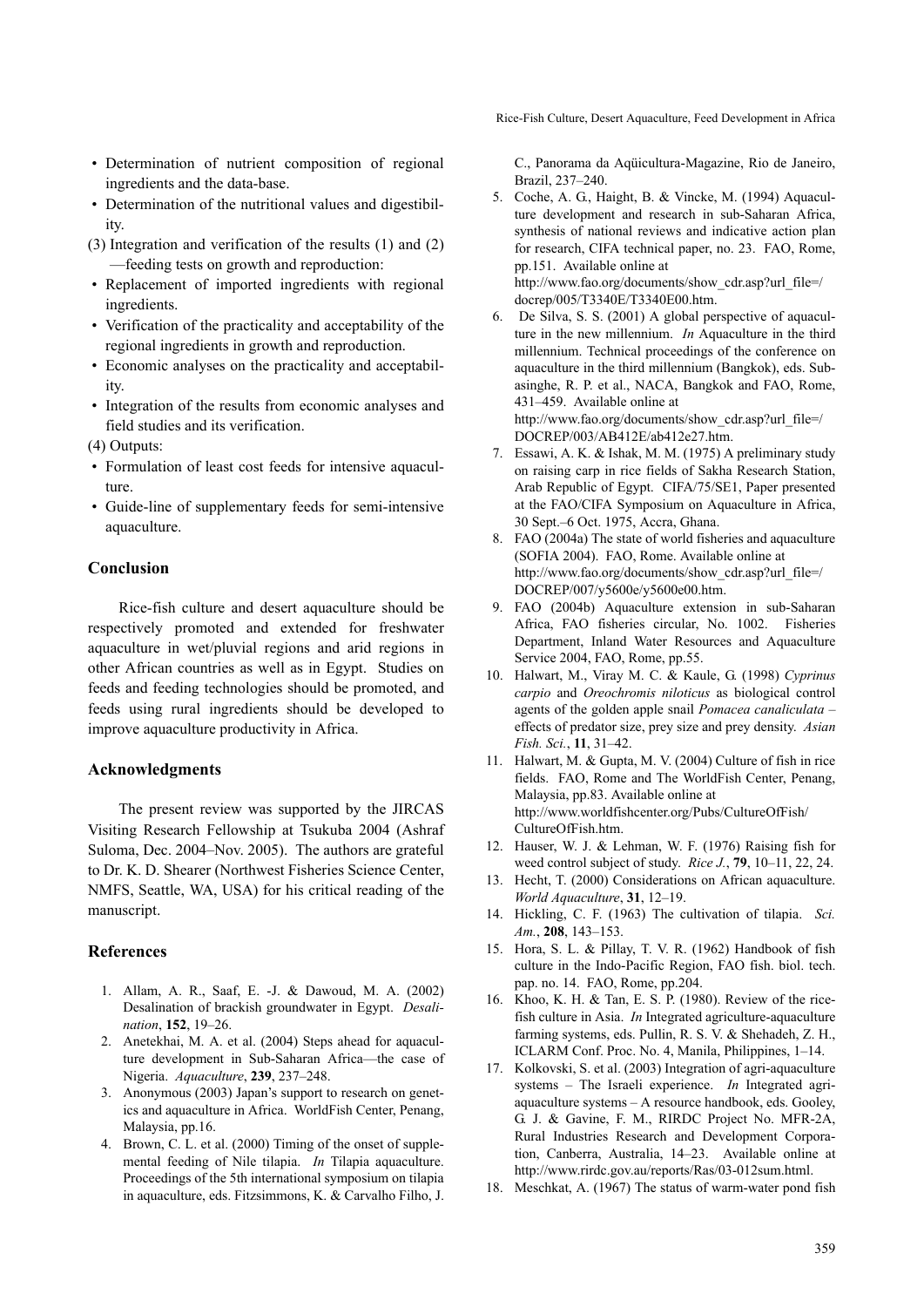- Determination of nutrient composition of regional ingredients and the data-base.
- Determination of the nutritional values and digestibility.

(3) Integration and verification of the results (1) and (2) —feeding tests on growth and reproduction:

- Replacement of imported ingredients with regional ingredients.
- Verification of the practicality and acceptability of the regional ingredients in growth and reproduction.
- Economic analyses on the practicality and acceptability.
- Integration of the results from economic analyses and field studies and its verification.

(4) Outputs:

- Formulation of least cost feeds for intensive aquaculture.
- Guide-line of supplementary feeds for semi-intensive aquaculture.

## Conclusion

Rice-fish culture and desert aquaculture should be respectively promoted and extended for freshwater aquaculture in wet/pluvial regions and arid regions in other African countries as well as in Egypt. Studies on feeds and feeding technologies should be promoted, and feeds using rural ingredients should be developed to improve aquaculture productivity in Africa.

## Acknowledgments

The present review was supported by the JIRCAS Visiting Research Fellowship at Tsukuba 2004 (Ashraf Suloma, Dec. 2004–Nov. 2005). The authors are grateful to Dr. K. D. Shearer (Northwest Fisheries Science Center, NMFS, Seattle, WA, USA) for his critical reading of the manuscript.

## References

1. Allam, A. R., Saaf, E. -J. & Dawoud, M. A. (2002) Desalination of brackish groundwater in Egypt. *Desalination*, **152**, 19–26.
2. Anetekhai, M. A. et al. (2004) Steps ahead for aquaculture development in Sub-Saharan Africa—the case of Nigeria. *Aquaculture*, **239**, 237–248.
3. Anonymous (2003) Japan's support to research on genetics and aquaculture in Africa. WorldFish Center, Penang, Malaysia, pp.16.
4. Brown, C. L. et al. (2000) Timing of the onset of supplemental feeding of Nile tilapia. *In* Tilapia aquaculture. Proceedings of the 5th international symposium on tilapia in aquaculture, eds. Fitzsimmons, K. & Carvalho Filho, J. C., Panorama da Aqüicultura-Magazine, Rio de Janeiro, Brazil, 237–240.
5. Coche, A. G., Haight, B. & Vincke, M. (1994) Aquaculture development and research in sub-Saharan Africa, synthesis of national reviews and indicative action plan for research, CIFA technical paper, no. 23. FAO, Rome, pp.151. Available online at http://www.fao.org/documents/show_cdr.asp?url_file=/docrep/005/T3340E/T3340E00.htm.
6. De Silva, S. S. (2001) A global perspective of aquaculture in the new millennium. *In* Aquaculture in the third millennium. Technical proceedings of the conference on aquaculture in the third millennium (Bangkok), eds. Subasinghe, R. P. et al., NACA, Bangkok and FAO, Rome, 431–459. Available online at http://www.fao.org/documents/show_cdr.asp?url_file=/DOCREP/003/AB412E/ab412e27.htm.
7. Essawi, A. K. & Ishak, M. M. (1975) A preliminary study on raising carp in rice fields of Sakha Research Station, Arab Republic of Egypt. CIFA/75/SE1, Paper presented at the FAO/CIFA Symposium on Aquaculture in Africa, 30 Sept.–6 Oct. 1975, Accra, Ghana.
8. FAO (2004a) The state of world fisheries and aquaculture (SOFIA 2004). FAO, Rome. Available online at http://www.fao.org/documents/show_cdr.asp?url_file=/DOCREP/007/y5600e/y5600e00.htm.
9. FAO (2004b) Aquaculture extension in sub-Saharan Africa, FAO fisheries circular, No. 1002. Fisheries Department, Inland Water Resources and Aquaculture Service 2004, FAO, Rome, pp.55.
10. Halwart, M., Viray M. C. & Kaule, G. (1998) *Cyprinus carpio* and *Oreochromis niloticus* as biological control agents of the golden apple snail *Pomacea canaliculata* – effects of predator size, prey size and prey density. *Asian Fish. Sci.*, **11**, 31–42.
11. Halwart, M. & Gupta, M. V. (2004) Culture of fish in rice fields. FAO, Rome and The WorldFish Center, Penang, Malaysia, pp.83. Available online at http://www.worldfishcenter.org/Pubs/CultureOfFish/CultureOfFish.htm.
12. Hauser, W. J. & Lehman, W. F. (1976) Raising fish for weed control subject of study. *Rice J.*, **79**, 10–11, 22, 24.
13. Hecht, T. (2000) Considerations on African aquaculture. *World Aquaculture*, **31**, 12–19.
14. Hickling, C. F. (1963) The cultivation of tilapia. *Sci. Am.*, **208**, 143–153.
15. Hora, S. L. & Pillay, T. V. R. (1962) Handbook of fish culture in the Indo-Pacific Region, FAO fish. biol. tech. pap. no. 14. FAO, Rome, pp.204.
16. Khoo, K. H. & Tan, E. S. P. (1980). Review of the rice-fish culture in Asia. *In* Integrated agriculture-aquaculture farming systems, eds. Pullin, R. S. V. & Shehadeh, Z. H., ICLARM Conf. Proc. No. 4, Manila, Philippines, 1–14.
17. Kolkovski, S. et al. (2003) Integration of agri-aquaculture systems – The Israeli experience. *In* Integrated agri-aquaculture systems – A resource handbook, eds. Gooley, G. J. & Gavine, F. M., RIRDC Project No. MFR-2A, Rural Industries Research and Development Corporation, Canberra, Australia, 14–23. Available online at http://www.rirdc.gov.au/reports/Ras/03-012sum.html.
18. Meschkat, A. (1967) The status of warm-water pond fish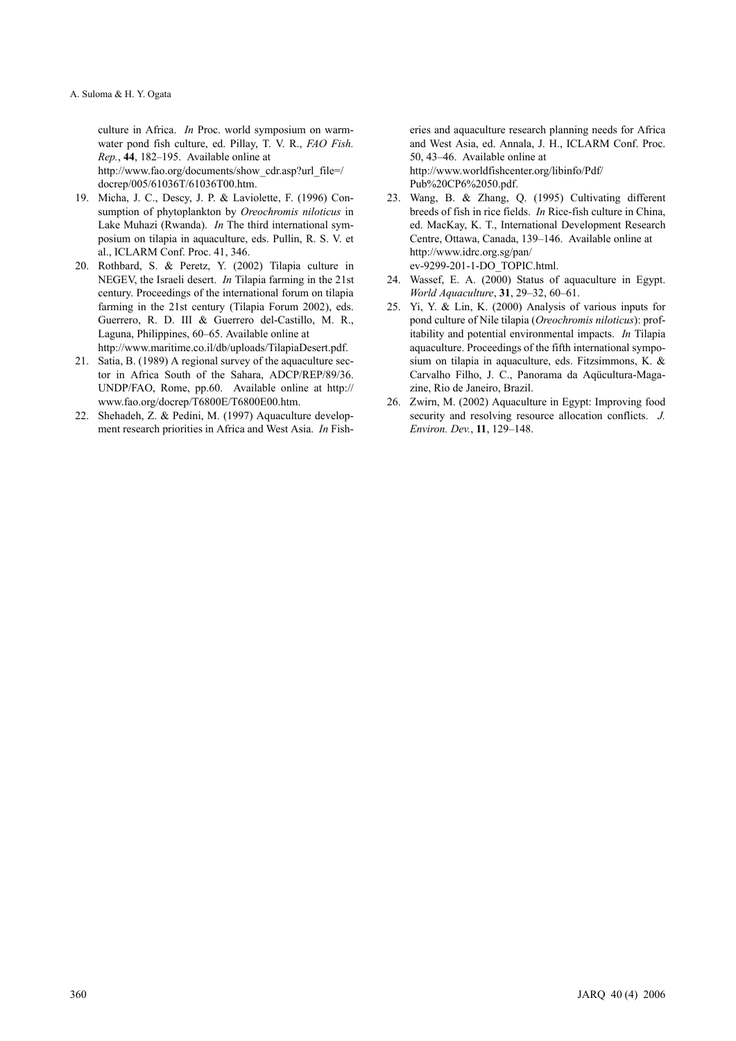culture in Africa. *In* Proc. world symposium on warm-water pond fish culture, ed. Pillay, T. V. R., *FAO Fish. Rep.*, **44**, 182–195. Available online at http://www.fao.org/documents/show_cdr.asp?url_file=/docrep/005/61036T/61036T00.htm.

19. Micha, J. C., Descy, J. P. & Laviolette, F. (1996) Consumption of phytoplankton by *Oreochromis niloticus* in Lake Muhazi (Rwanda). *In* The third international symposium on tilapia in aquaculture, eds. Pullin, R. S. V. et al., ICLARM Conf. Proc. 41, 346.
20. Rothbard, S. & Peretz, Y. (2002) Tilapia culture in NEGEV, the Israeli desert. *In* Tilapia farming in the 21st century. Proceedings of the international forum on tilapia farming in the 21st century (Tilapia Forum 2002), eds. Guerrero, R. D. III & Guerrero del-Castillo, M. R., Laguna, Philippines, 60–65. Available online at http://www.maritime.co.il/db/uploads/TilapiaDesert.pdf.
21. Satia, B. (1989) A regional survey of the aquaculture sector in Africa South of the Sahara, ADCP/REP/89/36. UNDP/FAO, Rome, pp.60. Available online at http://www.fao.org/docrep/T6800E/T6800E00.htm.
22. Shehadeh, Z. & Pedini, M. (1997) Aquaculture development research priorities in Africa and West Asia. *In* Fisheries and aquaculture research planning needs for Africa and West Asia, ed. Annala, J. H., ICLARM Conf. Proc. 50, 43–46. Available online at http://www.worldfishcenter.org/libinfo/Pdf/Pub%20CP6%2050.pdf.
23. Wang, B. & Zhang, Q. (1995) Cultivating different breeds of fish in rice fields. *In* Rice-fish culture in China, ed. MacKay, K. T., International Development Research Centre, Ottawa, Canada, 139–146. Available online at http://www.idrc.org.sg/pan/ev-9299-201-1-DO_TOPIC.html.
24. Wassef, E. A. (2000) Status of aquaculture in Egypt. *World Aquaculture*, **31**, 29–32, 60–61.
25. Yi, Y. & Lin, K. (2000) Analysis of various inputs for pond culture of Nile tilapia (*Oreochromis niloticus*): profitability and potential environmental impacts. *In* Tilapia aquaculture. Proceedings of the fifth international symposium on tilapia in aquaculture, eds. Fitzsimmons, K. & Carvalho Filho, J. C., Panorama da Aqücultura-Magazine, Rio de Janeiro, Brazil.
26. Zwirn, M. (2002) Aquaculture in Egypt: Improving food security and resolving resource allocation conflicts. *J. Environ. Dev.*, **11**, 129–148.